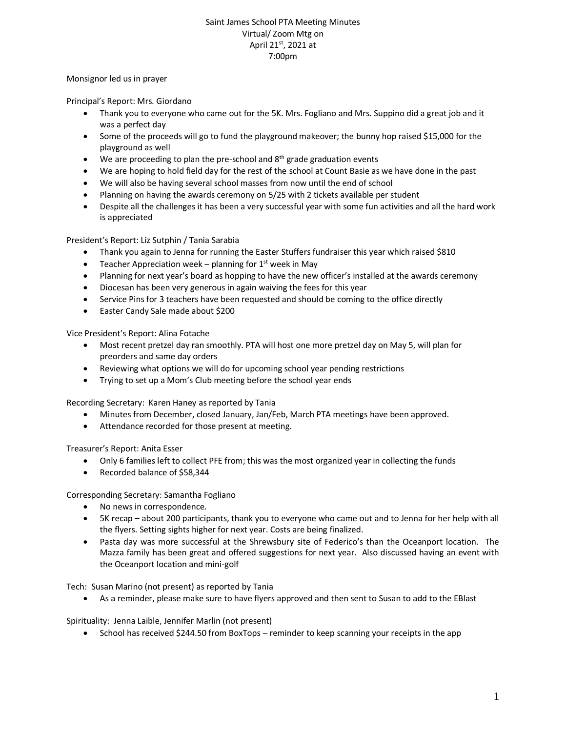# Saint James School PTA Meeting Minutes
Virtual/ Zoom Mtg on
April 21st, 2021 at
7:00pm

Monsignor led us in prayer

Principal's Report: Mrs. Giordano

- Thank you to everyone who came out for the 5K. Mrs. Fogliano and Mrs. Suppino did a great job and it was a perfect day
- Some of the proceeds will go to fund the playground makeover; the bunny hop raised $15,000 for the playground as well
- We are proceeding to plan the pre-school and 8th grade graduation events
- We are hoping to hold field day for the rest of the school at Count Basie as we have done in the past
- We will also be having several school masses from now until the end of school
- Planning on having the awards ceremony on 5/25 with 2 tickets available per student
- Despite all the challenges it has been a very successful year with some fun activities and all the hard work is appreciated

President's Report: Liz Sutphin / Tania Sarabia

- Thank you again to Jenna for running the Easter Stuffers fundraiser this year which raised $810
- Teacher Appreciation week – planning for 1st week in May
- Planning for next year's board as hopping to have the new officer's installed at the awards ceremony
- Diocesan has been very generous in again waiving the fees for this year
- Service Pins for 3 teachers have been requested and should be coming to the office directly
- Easter Candy Sale made about $200

Vice President's Report: Alina Fotache

- Most recent pretzel day ran smoothly. PTA will host one more pretzel day on May 5, will plan for preorders and same day orders
- Reviewing what options we will do for upcoming school year pending restrictions
- Trying to set up a Mom's Club meeting before the school year ends

Recording Secretary: Karen Haney as reported by Tania

- Minutes from December, closed January, Jan/Feb, March PTA meetings have been approved.
- Attendance recorded for those present at meeting.

Treasurer's Report: Anita Esser

- Only 6 families left to collect PFE from; this was the most organized year in collecting the funds
- Recorded balance of $58,344

Corresponding Secretary: Samantha Fogliano

- No news in correspondence.
- 5K recap – about 200 participants, thank you to everyone who came out and to Jenna for her help with all the flyers. Setting sights higher for next year. Costs are being finalized.
- Pasta day was more successful at the Shrewsbury site of Federico's than the Oceanport location. The Mazza family has been great and offered suggestions for next year. Also discussed having an event with the Oceanport location and mini-golf

Tech: Susan Marino (not present) as reported by Tania

- As a reminder, please make sure to have flyers approved and then sent to Susan to add to the EBlast

Spirituality: Jenna Laible, Jennifer Marlin (not present)

- School has received $244.50 from BoxTops – reminder to keep scanning your receipts in the app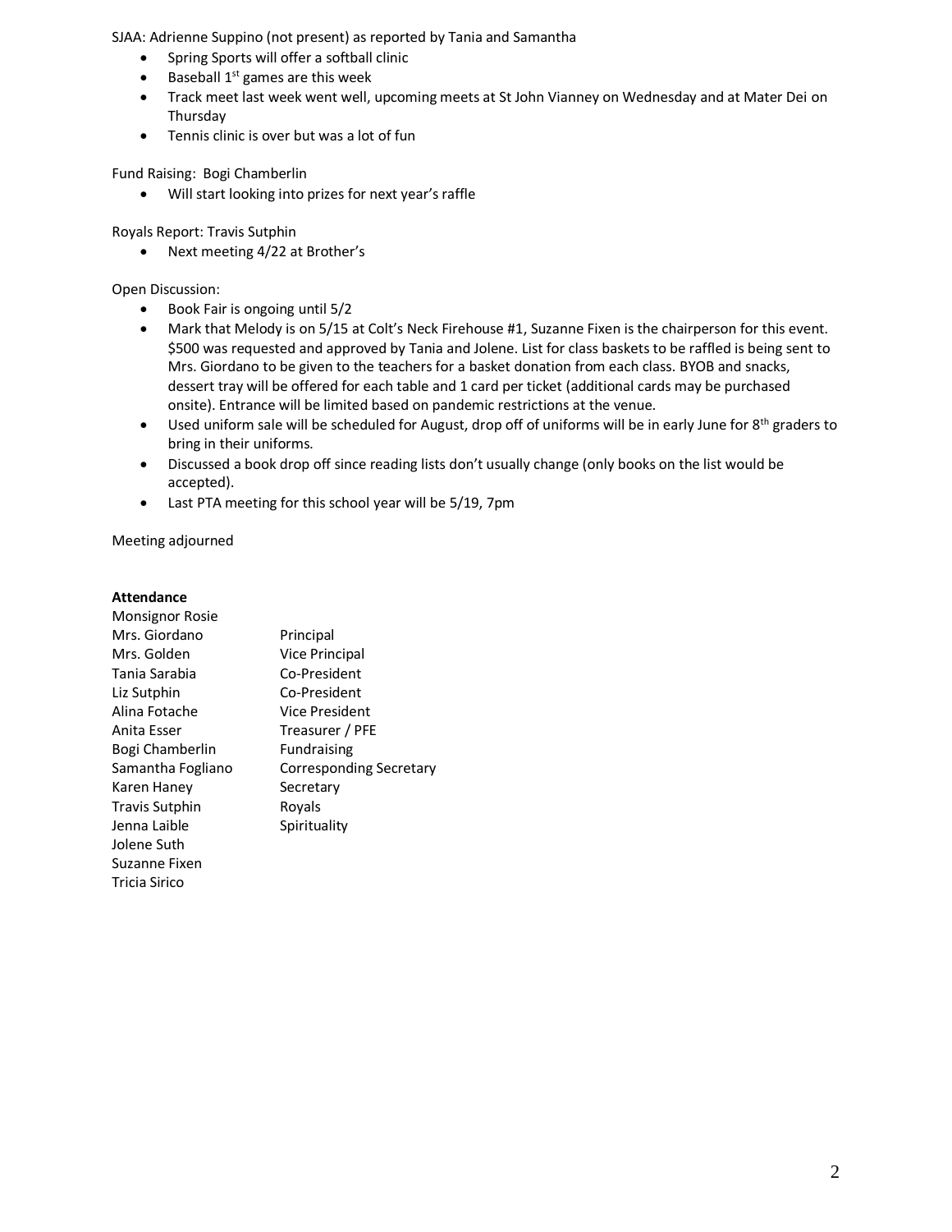SJAA: Adrienne Suppino (not present) as reported by Tania and Samantha

- Spring Sports will offer a softball clinic
- Baseball 1st games are this week
- Track meet last week went well, upcoming meets at St John Vianney on Wednesday and at Mater Dei on Thursday
- Tennis clinic is over but was a lot of fun

Fund Raising: Bogi Chamberlin

- Will start looking into prizes for next year's raffle

Royals Report: Travis Sutphin

- Next meeting 4/22 at Brother's

Open Discussion:

- Book Fair is ongoing until 5/2
- Mark that Melody is on 5/15 at Colt's Neck Firehouse #1, Suzanne Fixen is the chairperson for this event. $500 was requested and approved by Tania and Jolene. List for class baskets to be raffled is being sent to Mrs. Giordano to be given to the teachers for a basket donation from each class. BYOB and snacks, dessert tray will be offered for each table and 1 card per ticket (additional cards may be purchased onsite). Entrance will be limited based on pandemic restrictions at the venue.
- Used uniform sale will be scheduled for August, drop off of uniforms will be in early June for 8th graders to bring in their uniforms.
- Discussed a book drop off since reading lists don't usually change (only books on the list would be accepted).
- Last PTA meeting for this school year will be 5/19, 7pm

Meeting adjourned

**Attendance**

| | |
|---|---|
| Monsignor Rosie | |
| Mrs. Giordano | Principal |
| Mrs. Golden | Vice Principal |
| Tania Sarabia | Co-President |
| Liz Sutphin | Co-President |
| Alina Fotache | Vice President |
| Anita Esser | Treasurer / PFE |
| Bogi Chamberlin | Fundraising |
| Samantha Fogliano | Corresponding Secretary |
| Karen Haney | Secretary |
| Travis Sutphin | Royals |
| Jenna Laible | Spirituality |
| Jolene Suth | |
| Suzanne Fixen | |
| Tricia Sirico | |